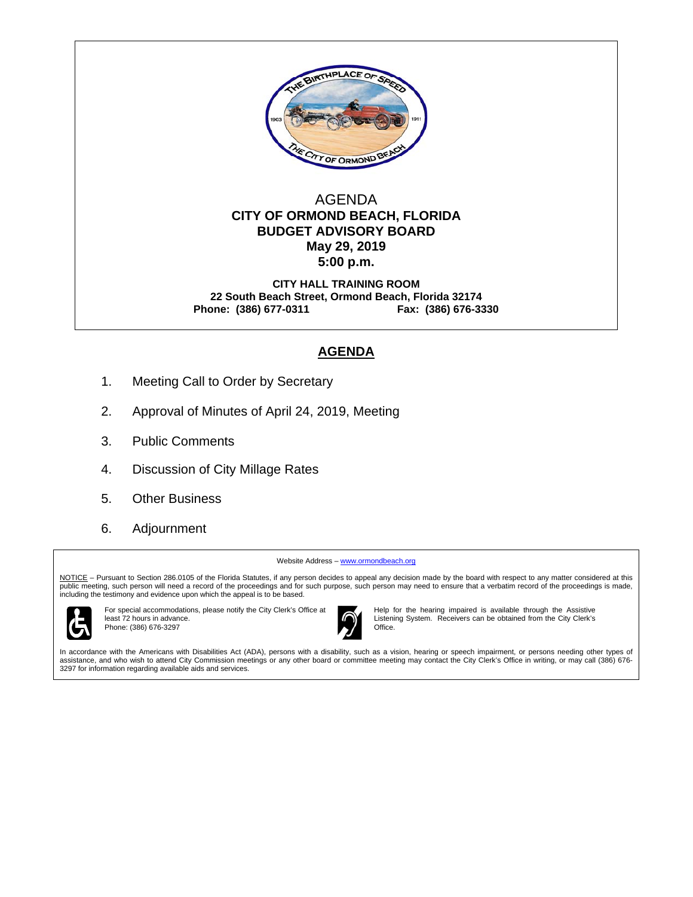AGENDA

**CITY OF ORMOND BEACH, FLORIDA**
**BUDGET ADVISORY BOARD**
**May 29, 2019**
**5:00 p.m.**

**CITY HALL TRAINING ROOM**
**22 South Beach Street, Ormond Beach, Florida 32174**
**Phone: (386) 677-0311 Fax: (386) 676-3330**

## AGENDA

1. Meeting Call to Order by Secretary
2. Approval of Minutes of April 24, 2019, Meeting
3. Public Comments
4. Discussion of City Millage Rates
5. Other Business
6. Adjournment

---

Website Address – www.ormondbeach.org

NOTICE – Pursuant to Section 286.0105 of the Florida Statutes, if any person decides to appeal any decision made by the board with respect to any matter considered at this public meeting, such person will need a record of the proceedings and for such purpose, such person may need to ensure that a verbatim record of the proceedings is made, including the testimony and evidence upon which the appeal is to be based.

For special accommodations, please notify the City Clerk's Office at least 72 hours in advance.
Phone: (386) 676-3297

Help for the hearing impaired is available through the Assistive Listening System. Receivers can be obtained from the City Clerk's Office.

In accordance with the Americans with Disabilities Act (ADA), persons with a disability, such as a vision, hearing or speech impairment, or persons needing other types of assistance, and who wish to attend City Commission meetings or any other board or committee meeting may contact the City Clerk's Office in writing, or may call (386) 676-3297 for information regarding available aids and services.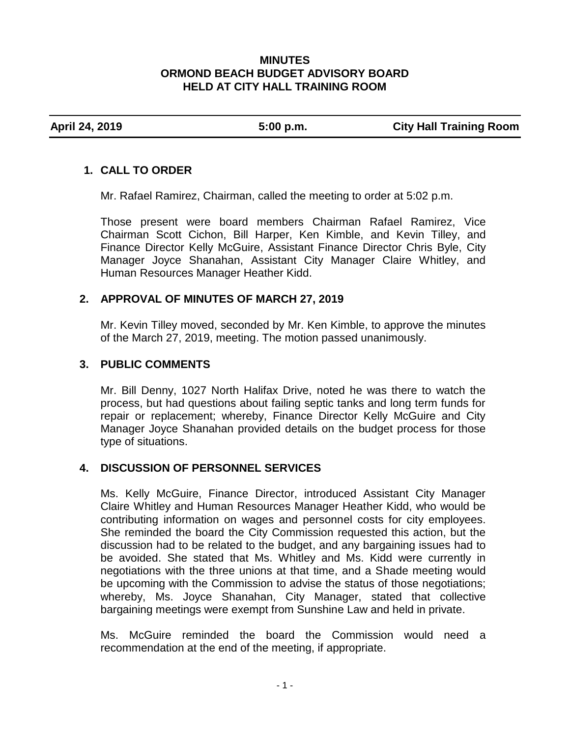# MINUTES
# ORMOND BEACH BUDGET ADVISORY BOARD
# HELD AT CITY HALL TRAINING ROOM

**April 24, 2019** | **5:00 p.m.** | **City Hall Training Room**

## 1. CALL TO ORDER

Mr. Rafael Ramirez, Chairman, called the meeting to order at 5:02 p.m.

Those present were board members Chairman Rafael Ramirez, Vice Chairman Scott Cichon, Bill Harper, Ken Kimble, and Kevin Tilley, and Finance Director Kelly McGuire, Assistant Finance Director Chris Byle, City Manager Joyce Shanahan, Assistant City Manager Claire Whitley, and Human Resources Manager Heather Kidd.

## 2. APPROVAL OF MINUTES OF MARCH 27, 2019

Mr. Kevin Tilley moved, seconded by Mr. Ken Kimble, to approve the minutes of the March 27, 2019, meeting. The motion passed unanimously.

## 3. PUBLIC COMMENTS

Mr. Bill Denny, 1027 North Halifax Drive, noted he was there to watch the process, but had questions about failing septic tanks and long term funds for repair or replacement; whereby, Finance Director Kelly McGuire and City Manager Joyce Shanahan provided details on the budget process for those type of situations.

## 4. DISCUSSION OF PERSONNEL SERVICES

Ms. Kelly McGuire, Finance Director, introduced Assistant City Manager Claire Whitley and Human Resources Manager Heather Kidd, who would be contributing information on wages and personnel costs for city employees. She reminded the board the City Commission requested this action, but the discussion had to be related to the budget, and any bargaining issues had to be avoided. She stated that Ms. Whitley and Ms. Kidd were currently in negotiations with the three unions at that time, and a Shade meeting would be upcoming with the Commission to advise the status of those negotiations; whereby, Ms. Joyce Shanahan, City Manager, stated that collective bargaining meetings were exempt from Sunshine Law and held in private.

Ms. McGuire reminded the board the Commission would need a recommendation at the end of the meeting, if appropriate.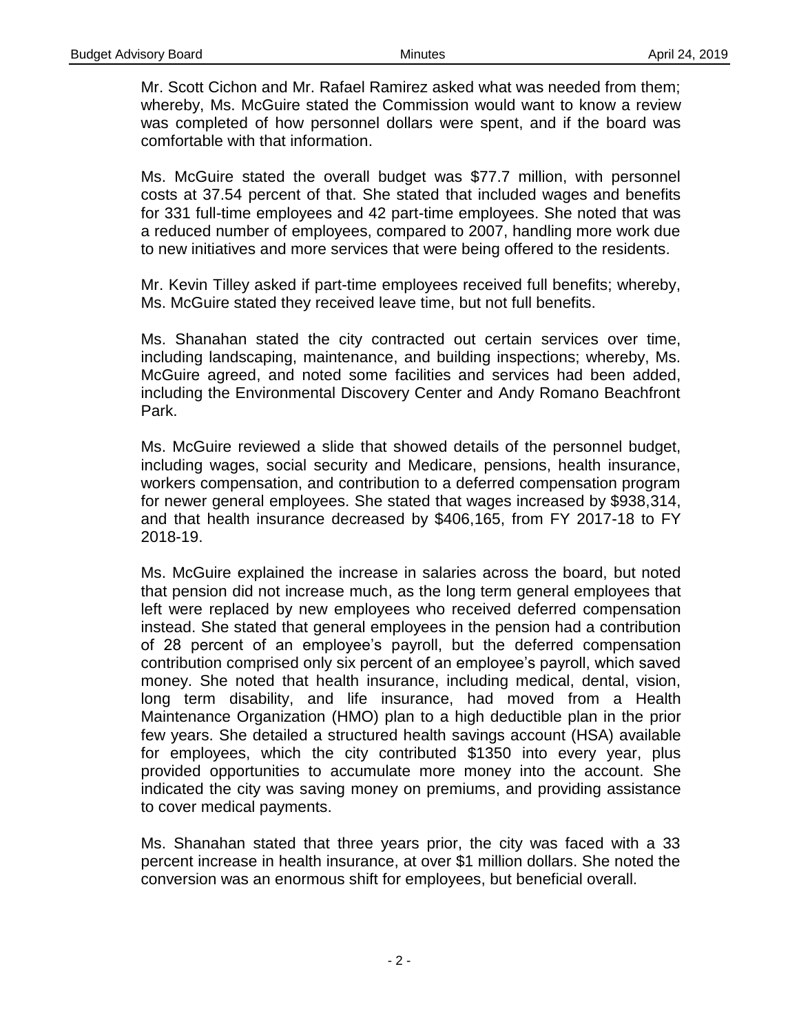Mr. Scott Cichon and Mr. Rafael Ramirez asked what was needed from them; whereby, Ms. McGuire stated the Commission would want to know a review was completed of how personnel dollars were spent, and if the board was comfortable with that information.

Ms. McGuire stated the overall budget was $77.7 million, with personnel costs at 37.54 percent of that. She stated that included wages and benefits for 331 full-time employees and 42 part-time employees. She noted that was a reduced number of employees, compared to 2007, handling more work due to new initiatives and more services that were being offered to the residents.

Mr. Kevin Tilley asked if part-time employees received full benefits; whereby, Ms. McGuire stated they received leave time, but not full benefits.

Ms. Shanahan stated the city contracted out certain services over time, including landscaping, maintenance, and building inspections; whereby, Ms. McGuire agreed, and noted some facilities and services had been added, including the Environmental Discovery Center and Andy Romano Beachfront Park.

Ms. McGuire reviewed a slide that showed details of the personnel budget, including wages, social security and Medicare, pensions, health insurance, workers compensation, and contribution to a deferred compensation program for newer general employees. She stated that wages increased by $938,314, and that health insurance decreased by $406,165, from FY 2017-18 to FY 2018-19.

Ms. McGuire explained the increase in salaries across the board, but noted that pension did not increase much, as the long term general employees that left were replaced by new employees who received deferred compensation instead. She stated that general employees in the pension had a contribution of 28 percent of an employee's payroll, but the deferred compensation contribution comprised only six percent of an employee's payroll, which saved money. She noted that health insurance, including medical, dental, vision, long term disability, and life insurance, had moved from a Health Maintenance Organization (HMO) plan to a high deductible plan in the prior few years. She detailed a structured health savings account (HSA) available for employees, which the city contributed $1350 into every year, plus provided opportunities to accumulate more money into the account. She indicated the city was saving money on premiums, and providing assistance to cover medical payments.

Ms. Shanahan stated that three years prior, the city was faced with a 33 percent increase in health insurance, at over $1 million dollars. She noted the conversion was an enormous shift for employees, but beneficial overall.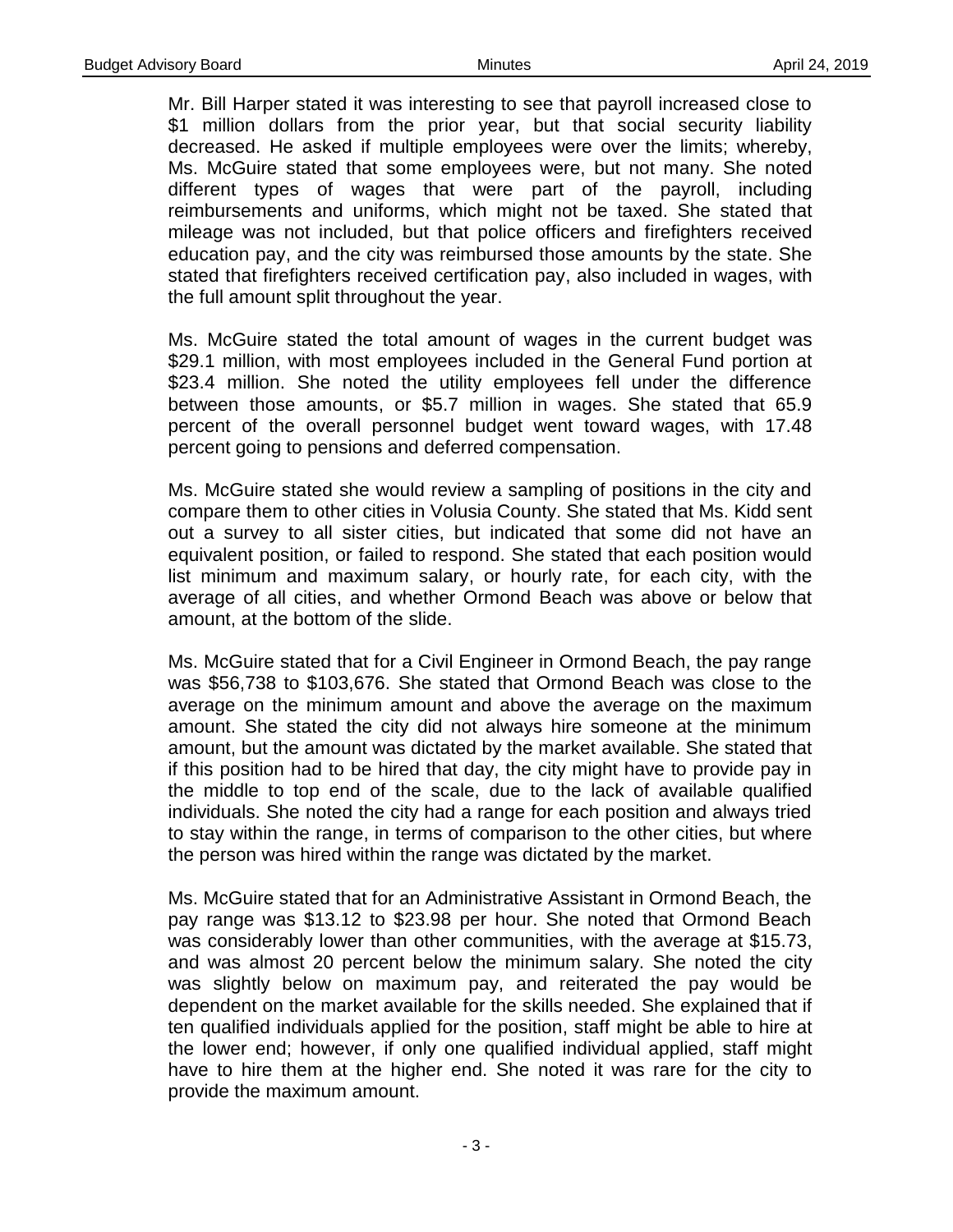Mr. Bill Harper stated it was interesting to see that payroll increased close to $1 million dollars from the prior year, but that social security liability decreased. He asked if multiple employees were over the limits; whereby, Ms. McGuire stated that some employees were, but not many. She noted different types of wages that were part of the payroll, including reimbursements and uniforms, which might not be taxed. She stated that mileage was not included, but that police officers and firefighters received education pay, and the city was reimbursed those amounts by the state. She stated that firefighters received certification pay, also included in wages, with the full amount split throughout the year.

Ms. McGuire stated the total amount of wages in the current budget was $29.1 million, with most employees included in the General Fund portion at $23.4 million. She noted the utility employees fell under the difference between those amounts, or $5.7 million in wages. She stated that 65.9 percent of the overall personnel budget went toward wages, with 17.48 percent going to pensions and deferred compensation.

Ms. McGuire stated she would review a sampling of positions in the city and compare them to other cities in Volusia County. She stated that Ms. Kidd sent out a survey to all sister cities, but indicated that some did not have an equivalent position, or failed to respond. She stated that each position would list minimum and maximum salary, or hourly rate, for each city, with the average of all cities, and whether Ormond Beach was above or below that amount, at the bottom of the slide.

Ms. McGuire stated that for a Civil Engineer in Ormond Beach, the pay range was $56,738 to $103,676. She stated that Ormond Beach was close to the average on the minimum amount and above the average on the maximum amount. She stated the city did not always hire someone at the minimum amount, but the amount was dictated by the market available. She stated that if this position had to be hired that day, the city might have to provide pay in the middle to top end of the scale, due to the lack of available qualified individuals. She noted the city had a range for each position and always tried to stay within the range, in terms of comparison to the other cities, but where the person was hired within the range was dictated by the market.

Ms. McGuire stated that for an Administrative Assistant in Ormond Beach, the pay range was $13.12 to $23.98 per hour. She noted that Ormond Beach was considerably lower than other communities, with the average at $15.73, and was almost 20 percent below the minimum salary. She noted the city was slightly below on maximum pay, and reiterated the pay would be dependent on the market available for the skills needed. She explained that if ten qualified individuals applied for the position, staff might be able to hire at the lower end; however, if only one qualified individual applied, staff might have to hire them at the higher end. She noted it was rare for the city to provide the maximum amount.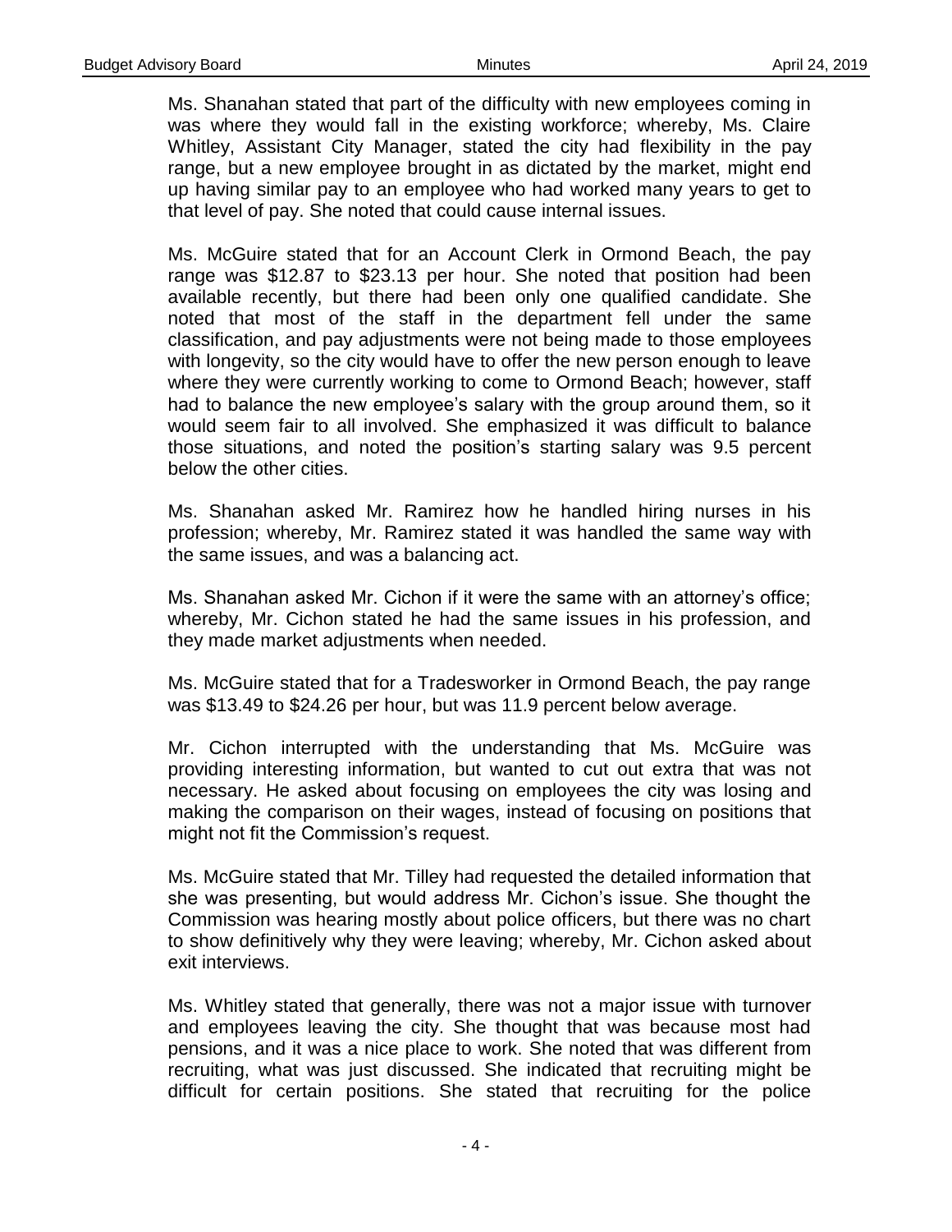Ms. Shanahan stated that part of the difficulty with new employees coming in was where they would fall in the existing workforce; whereby, Ms. Claire Whitley, Assistant City Manager, stated the city had flexibility in the pay range, but a new employee brought in as dictated by the market, might end up having similar pay to an employee who had worked many years to get to that level of pay. She noted that could cause internal issues.

Ms. McGuire stated that for an Account Clerk in Ormond Beach, the pay range was $12.87 to $23.13 per hour. She noted that position had been available recently, but there had been only one qualified candidate. She noted that most of the staff in the department fell under the same classification, and pay adjustments were not being made to those employees with longevity, so the city would have to offer the new person enough to leave where they were currently working to come to Ormond Beach; however, staff had to balance the new employee's salary with the group around them, so it would seem fair to all involved. She emphasized it was difficult to balance those situations, and noted the position's starting salary was 9.5 percent below the other cities.

Ms. Shanahan asked Mr. Ramirez how he handled hiring nurses in his profession; whereby, Mr. Ramirez stated it was handled the same way with the same issues, and was a balancing act.

Ms. Shanahan asked Mr. Cichon if it were the same with an attorney's office; whereby, Mr. Cichon stated he had the same issues in his profession, and they made market adjustments when needed.

Ms. McGuire stated that for a Tradesworker in Ormond Beach, the pay range was $13.49 to $24.26 per hour, but was 11.9 percent below average.

Mr. Cichon interrupted with the understanding that Ms. McGuire was providing interesting information, but wanted to cut out extra that was not necessary. He asked about focusing on employees the city was losing and making the comparison on their wages, instead of focusing on positions that might not fit the Commission's request.

Ms. McGuire stated that Mr. Tilley had requested the detailed information that she was presenting, but would address Mr. Cichon's issue. She thought the Commission was hearing mostly about police officers, but there was no chart to show definitively why they were leaving; whereby, Mr. Cichon asked about exit interviews.

Ms. Whitley stated that generally, there was not a major issue with turnover and employees leaving the city. She thought that was because most had pensions, and it was a nice place to work. She noted that was different from recruiting, what was just discussed. She indicated that recruiting might be difficult for certain positions. She stated that recruiting for the police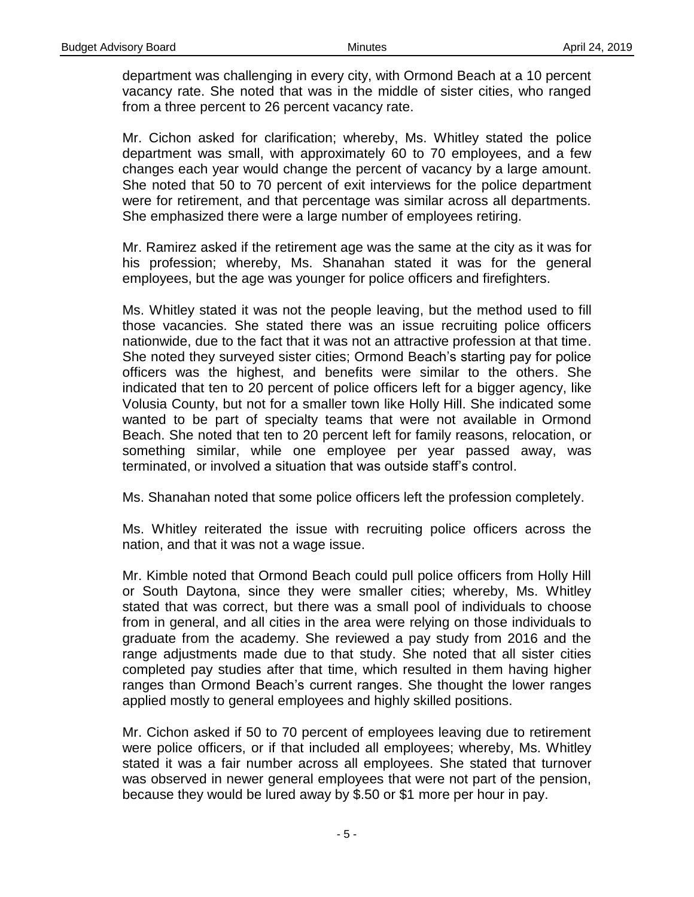department was challenging in every city, with Ormond Beach at a 10 percent vacancy rate. She noted that was in the middle of sister cities, who ranged from a three percent to 26 percent vacancy rate.

Mr. Cichon asked for clarification; whereby, Ms. Whitley stated the police department was small, with approximately 60 to 70 employees, and a few changes each year would change the percent of vacancy by a large amount. She noted that 50 to 70 percent of exit interviews for the police department were for retirement, and that percentage was similar across all departments. She emphasized there were a large number of employees retiring.

Mr. Ramirez asked if the retirement age was the same at the city as it was for his profession; whereby, Ms. Shanahan stated it was for the general employees, but the age was younger for police officers and firefighters.

Ms. Whitley stated it was not the people leaving, but the method used to fill those vacancies. She stated there was an issue recruiting police officers nationwide, due to the fact that it was not an attractive profession at that time. She noted they surveyed sister cities; Ormond Beach's starting pay for police officers was the highest, and benefits were similar to the others. She indicated that ten to 20 percent of police officers left for a bigger agency, like Volusia County, but not for a smaller town like Holly Hill. She indicated some wanted to be part of specialty teams that were not available in Ormond Beach. She noted that ten to 20 percent left for family reasons, relocation, or something similar, while one employee per year passed away, was terminated, or involved a situation that was outside staff's control.

Ms. Shanahan noted that some police officers left the profession completely.

Ms. Whitley reiterated the issue with recruiting police officers across the nation, and that it was not a wage issue.

Mr. Kimble noted that Ormond Beach could pull police officers from Holly Hill or South Daytona, since they were smaller cities; whereby, Ms. Whitley stated that was correct, but there was a small pool of individuals to choose from in general, and all cities in the area were relying on those individuals to graduate from the academy. She reviewed a pay study from 2016 and the range adjustments made due to that study. She noted that all sister cities completed pay studies after that time, which resulted in them having higher ranges than Ormond Beach's current ranges. She thought the lower ranges applied mostly to general employees and highly skilled positions.

Mr. Cichon asked if 50 to 70 percent of employees leaving due to retirement were police officers, or if that included all employees; whereby, Ms. Whitley stated it was a fair number across all employees. She stated that turnover was observed in newer general employees that were not part of the pension, because they would be lured away by \$.50 or \$1 more per hour in pay.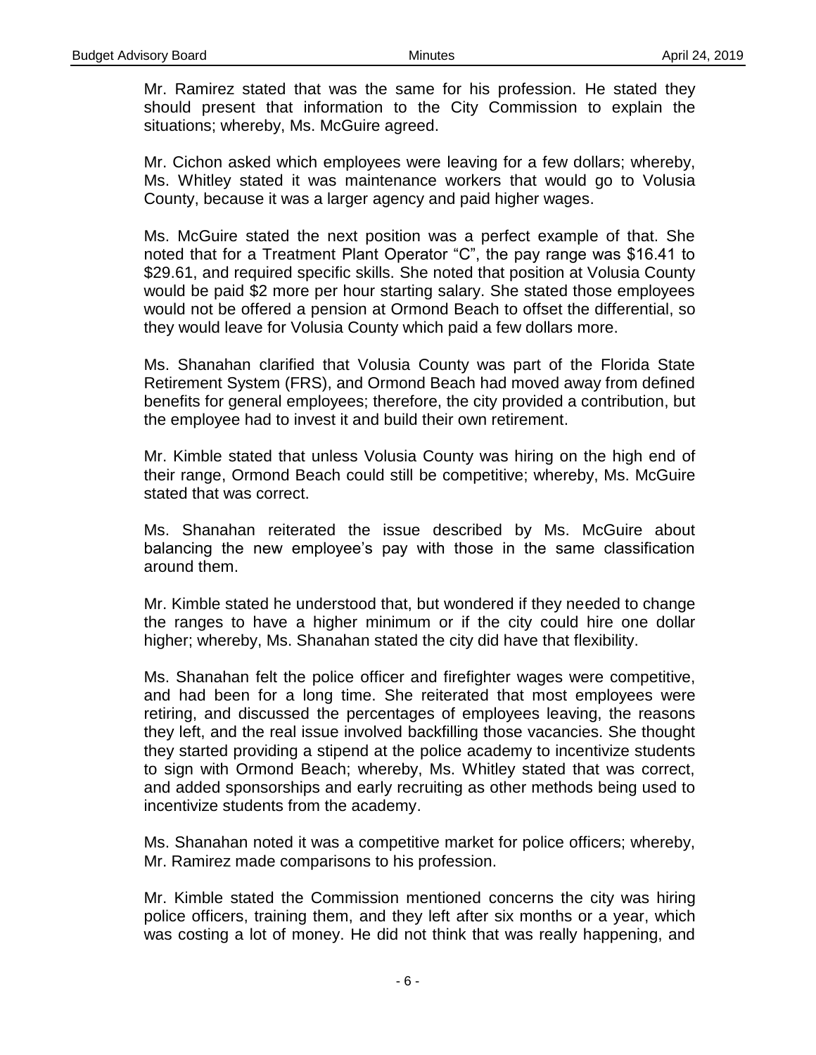Mr. Ramirez stated that was the same for his profession. He stated they should present that information to the City Commission to explain the situations; whereby, Ms. McGuire agreed.

Mr. Cichon asked which employees were leaving for a few dollars; whereby, Ms. Whitley stated it was maintenance workers that would go to Volusia County, because it was a larger agency and paid higher wages.

Ms. McGuire stated the next position was a perfect example of that. She noted that for a Treatment Plant Operator "C", the pay range was $16.41 to $29.61, and required specific skills. She noted that position at Volusia County would be paid $2 more per hour starting salary. She stated those employees would not be offered a pension at Ormond Beach to offset the differential, so they would leave for Volusia County which paid a few dollars more.

Ms. Shanahan clarified that Volusia County was part of the Florida State Retirement System (FRS), and Ormond Beach had moved away from defined benefits for general employees; therefore, the city provided a contribution, but the employee had to invest it and build their own retirement.

Mr. Kimble stated that unless Volusia County was hiring on the high end of their range, Ormond Beach could still be competitive; whereby, Ms. McGuire stated that was correct.

Ms. Shanahan reiterated the issue described by Ms. McGuire about balancing the new employee's pay with those in the same classification around them.

Mr. Kimble stated he understood that, but wondered if they needed to change the ranges to have a higher minimum or if the city could hire one dollar higher; whereby, Ms. Shanahan stated the city did have that flexibility.

Ms. Shanahan felt the police officer and firefighter wages were competitive, and had been for a long time. She reiterated that most employees were retiring, and discussed the percentages of employees leaving, the reasons they left, and the real issue involved backfilling those vacancies. She thought they started providing a stipend at the police academy to incentivize students to sign with Ormond Beach; whereby, Ms. Whitley stated that was correct, and added sponsorships and early recruiting as other methods being used to incentivize students from the academy.

Ms. Shanahan noted it was a competitive market for police officers; whereby, Mr. Ramirez made comparisons to his profession.

Mr. Kimble stated the Commission mentioned concerns the city was hiring police officers, training them, and they left after six months or a year, which was costing a lot of money. He did not think that was really happening, and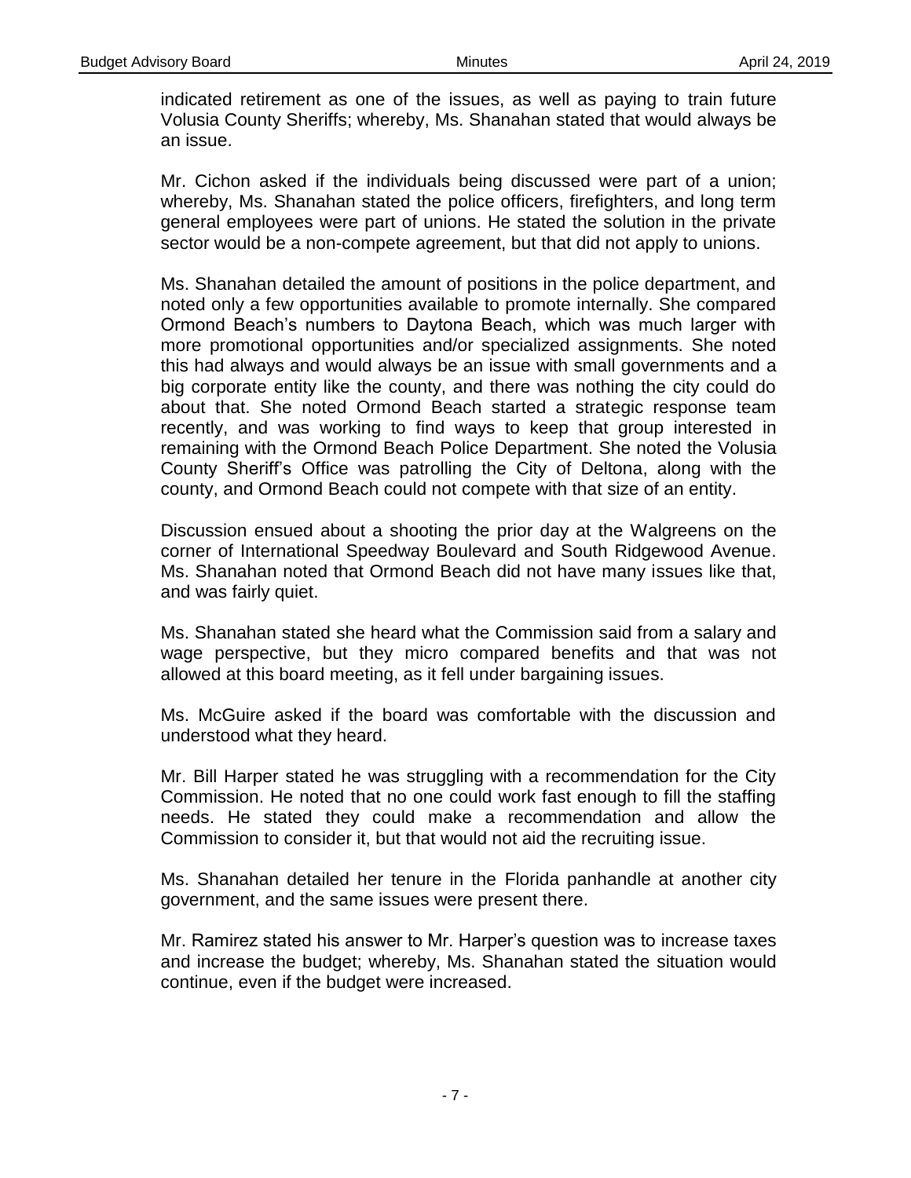indicated retirement as one of the issues, as well as paying to train future Volusia County Sheriffs; whereby, Ms. Shanahan stated that would always be an issue.

Mr. Cichon asked if the individuals being discussed were part of a union; whereby, Ms. Shanahan stated the police officers, firefighters, and long term general employees were part of unions. He stated the solution in the private sector would be a non-compete agreement, but that did not apply to unions.

Ms. Shanahan detailed the amount of positions in the police department, and noted only a few opportunities available to promote internally. She compared Ormond Beach's numbers to Daytona Beach, which was much larger with more promotional opportunities and/or specialized assignments. She noted this had always and would always be an issue with small governments and a big corporate entity like the county, and there was nothing the city could do about that. She noted Ormond Beach started a strategic response team recently, and was working to find ways to keep that group interested in remaining with the Ormond Beach Police Department. She noted the Volusia County Sheriff's Office was patrolling the City of Deltona, along with the county, and Ormond Beach could not compete with that size of an entity.

Discussion ensued about a shooting the prior day at the Walgreens on the corner of International Speedway Boulevard and South Ridgewood Avenue. Ms. Shanahan noted that Ormond Beach did not have many issues like that, and was fairly quiet.

Ms. Shanahan stated she heard what the Commission said from a salary and wage perspective, but they micro compared benefits and that was not allowed at this board meeting, as it fell under bargaining issues.

Ms. McGuire asked if the board was comfortable with the discussion and understood what they heard.

Mr. Bill Harper stated he was struggling with a recommendation for the City Commission. He noted that no one could work fast enough to fill the staffing needs. He stated they could make a recommendation and allow the Commission to consider it, but that would not aid the recruiting issue.

Ms. Shanahan detailed her tenure in the Florida panhandle at another city government, and the same issues were present there.

Mr. Ramirez stated his answer to Mr. Harper's question was to increase taxes and increase the budget; whereby, Ms. Shanahan stated the situation would continue, even if the budget were increased.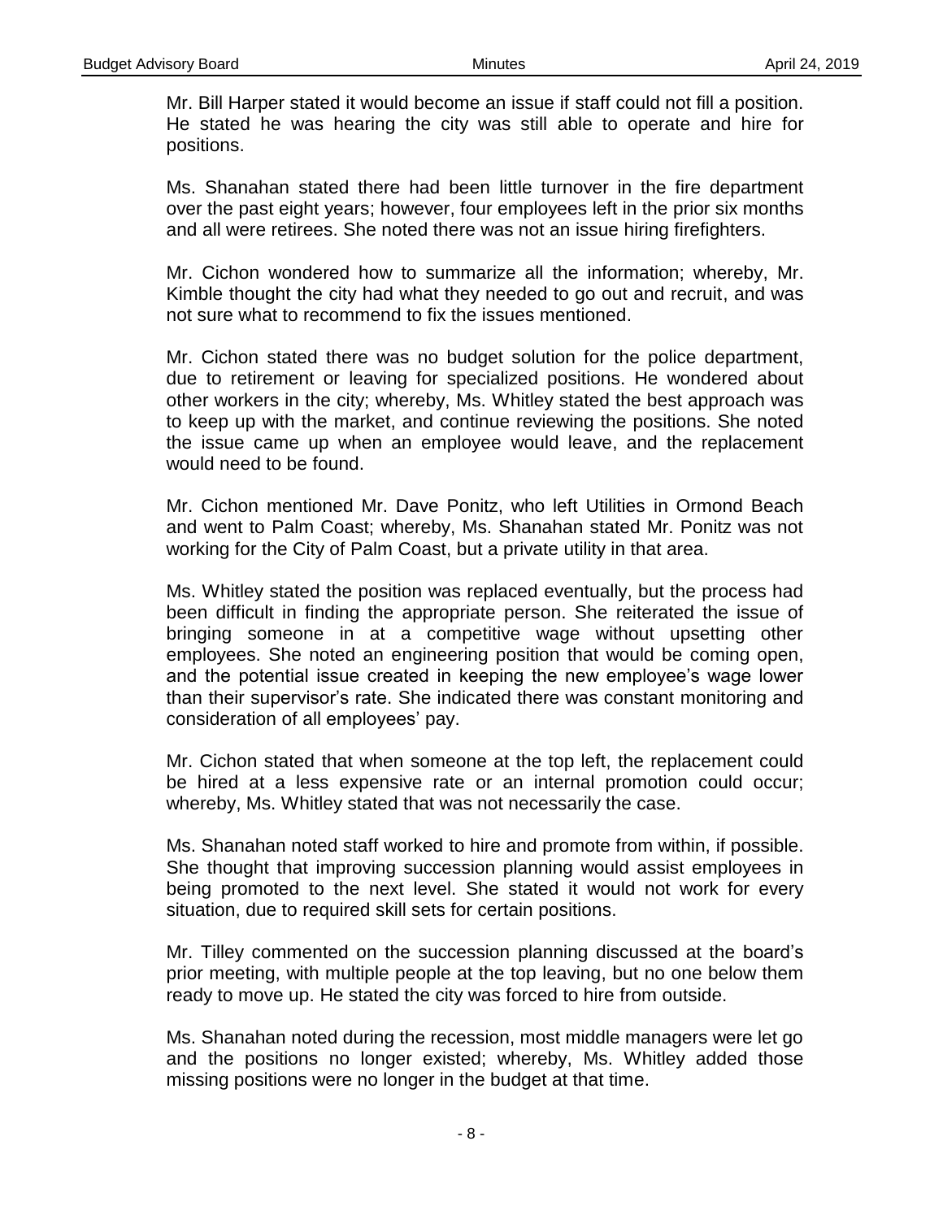Mr. Bill Harper stated it would become an issue if staff could not fill a position. He stated he was hearing the city was still able to operate and hire for positions.

Ms. Shanahan stated there had been little turnover in the fire department over the past eight years; however, four employees left in the prior six months and all were retirees. She noted there was not an issue hiring firefighters.

Mr. Cichon wondered how to summarize all the information; whereby, Mr. Kimble thought the city had what they needed to go out and recruit, and was not sure what to recommend to fix the issues mentioned.

Mr. Cichon stated there was no budget solution for the police department, due to retirement or leaving for specialized positions. He wondered about other workers in the city; whereby, Ms. Whitley stated the best approach was to keep up with the market, and continue reviewing the positions. She noted the issue came up when an employee would leave, and the replacement would need to be found.

Mr. Cichon mentioned Mr. Dave Ponitz, who left Utilities in Ormond Beach and went to Palm Coast; whereby, Ms. Shanahan stated Mr. Ponitz was not working for the City of Palm Coast, but a private utility in that area.

Ms. Whitley stated the position was replaced eventually, but the process had been difficult in finding the appropriate person. She reiterated the issue of bringing someone in at a competitive wage without upsetting other employees. She noted an engineering position that would be coming open, and the potential issue created in keeping the new employee's wage lower than their supervisor's rate. She indicated there was constant monitoring and consideration of all employees' pay.

Mr. Cichon stated that when someone at the top left, the replacement could be hired at a less expensive rate or an internal promotion could occur; whereby, Ms. Whitley stated that was not necessarily the case.

Ms. Shanahan noted staff worked to hire and promote from within, if possible. She thought that improving succession planning would assist employees in being promoted to the next level. She stated it would not work for every situation, due to required skill sets for certain positions.

Mr. Tilley commented on the succession planning discussed at the board's prior meeting, with multiple people at the top leaving, but no one below them ready to move up. He stated the city was forced to hire from outside.

Ms. Shanahan noted during the recession, most middle managers were let go and the positions no longer existed; whereby, Ms. Whitley added those missing positions were no longer in the budget at that time.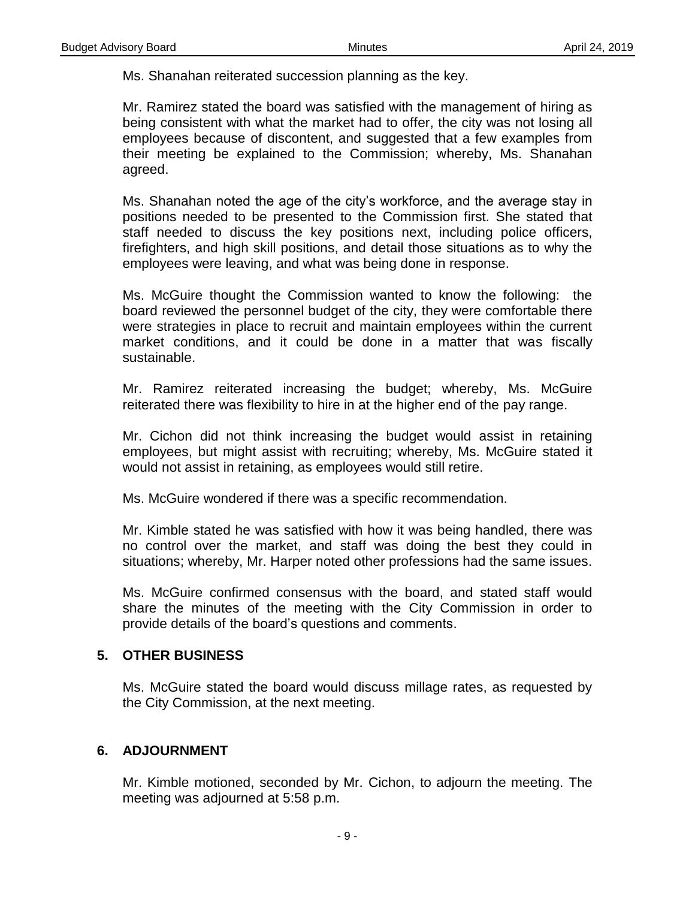Ms. Shanahan reiterated succession planning as the key.

Mr. Ramirez stated the board was satisfied with the management of hiring as being consistent with what the market had to offer, the city was not losing all employees because of discontent, and suggested that a few examples from their meeting be explained to the Commission; whereby, Ms. Shanahan agreed.

Ms. Shanahan noted the age of the city's workforce, and the average stay in positions needed to be presented to the Commission first. She stated that staff needed to discuss the key positions next, including police officers, firefighters, and high skill positions, and detail those situations as to why the employees were leaving, and what was being done in response.

Ms. McGuire thought the Commission wanted to know the following: the board reviewed the personnel budget of the city, they were comfortable there were strategies in place to recruit and maintain employees within the current market conditions, and it could be done in a matter that was fiscally sustainable.

Mr. Ramirez reiterated increasing the budget; whereby, Ms. McGuire reiterated there was flexibility to hire in at the higher end of the pay range.

Mr. Cichon did not think increasing the budget would assist in retaining employees, but might assist with recruiting; whereby, Ms. McGuire stated it would not assist in retaining, as employees would still retire.

Ms. McGuire wondered if there was a specific recommendation.

Mr. Kimble stated he was satisfied with how it was being handled, there was no control over the market, and staff was doing the best they could in situations; whereby, Mr. Harper noted other professions had the same issues.

Ms. McGuire confirmed consensus with the board, and stated staff would share the minutes of the meeting with the City Commission in order to provide details of the board's questions and comments.

## 5. OTHER BUSINESS

Ms. McGuire stated the board would discuss millage rates, as requested by the City Commission, at the next meeting.

## 6. ADJOURNMENT

Mr. Kimble motioned, seconded by Mr. Cichon, to adjourn the meeting. The meeting was adjourned at 5:58 p.m.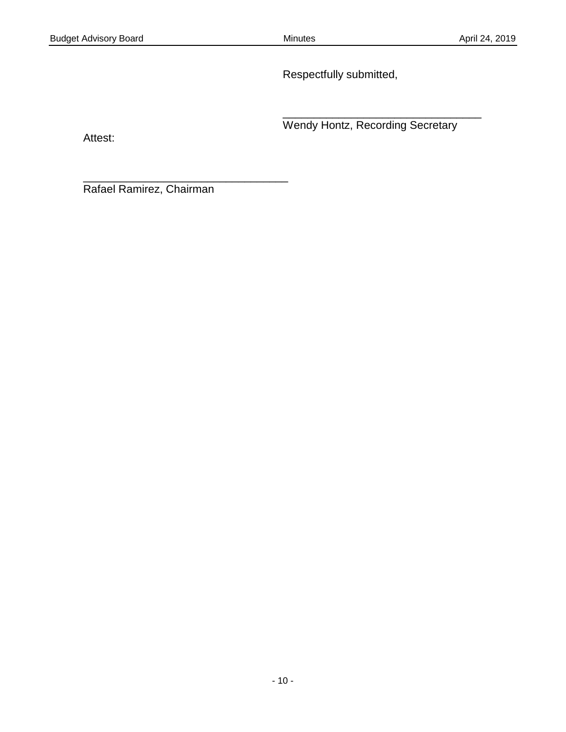Respectfully submitted,

\_\_\_\_\_\_\_\_\_\_\_\_\_\_\_\_\_\_\_\_\_\_\_\_\_\_\_\_\_\_\_\_

Wendy Hontz, Recording Secretary

Attest:

\_\_\_\_\_\_\_\_\_\_\_\_\_\_\_\_\_\_\_\_\_\_\_\_\_\_\_\_\_\_\_\_

Rafael Ramirez, Chairman